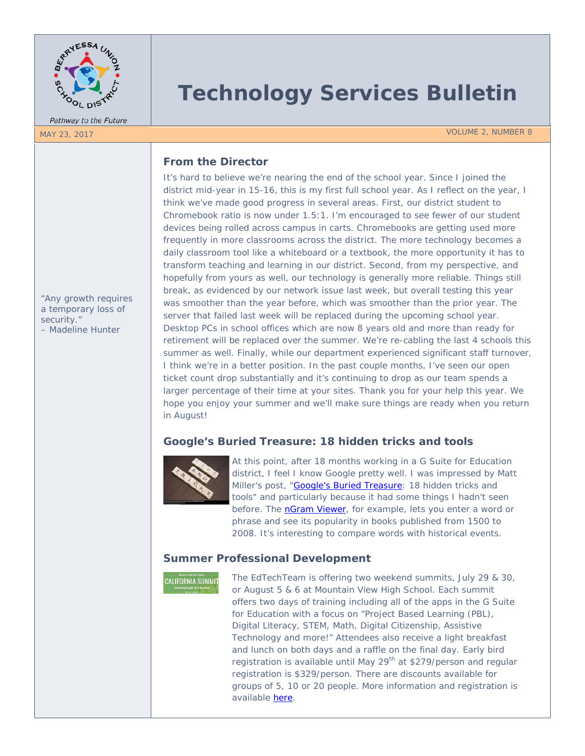Pathway to the Future

# Technology Services Bulletin

MAY 23, 2017 VOLUME 2, NUMBER 8

"Any growth requires a temporary loss of security."
– Madeline Hunter

## From the Director

It's hard to believe we're nearing the end of the school year. Since I joined the district mid-year in 15-16, this is my first full school year. As I reflect on the year, I think we've made good progress in several areas. First, our district student to Chromebook ratio is now under 1.5:1. I'm encouraged to see fewer of our student devices being rolled across campus in carts. Chromebooks are getting used more frequently in more classrooms across the district. The more technology becomes a daily classroom tool like a whiteboard or a textbook, the more opportunity it has to transform teaching and learning in our district. Second, from my perspective, and hopefully from yours as well, our technology is generally more reliable. Things still break, as evidenced by our network issue last week, but overall testing this year was smoother than the year before, which was smoother than the prior year. The server that failed last week will be replaced during the upcoming school year. Desktop PCs in school offices which are now 8 years old and more than ready for retirement will be replaced over the summer. We're re-cabling the last 4 schools this summer as well. Finally, while our department experienced significant staff turnover, I think we're in a better position. In the past couple months, I've seen our open ticket count drop substantially and it's continuing to drop as our team spends a larger percentage of their time at your sites. Thank you for your help this year. We hope you enjoy your summer and we'll make sure things are ready when you return in August!

## Google's Buried Treasure: 18 hidden tricks and tools

At this point, after 18 months working in a G Suite for Education district, I feel I know Google pretty well. I was impressed by Matt Miller's post, "Google's Buried Treasure: 18 hidden tricks and tools" and particularly because it had some things I hadn't seen before. The nGram Viewer, for example, lets you enter a word or phrase and see its popularity in books published from 1500 to 2008. It's interesting to compare words with historical events.

## Summer Professional Development

The EdTechTeam is offering two weekend summits, July 29 & 30, or August 5 & 6 at Mountain View High School. Each summit offers two days of training including all of the apps in the G Suite for Education with a focus on "Project Based Learning (PBL), Digital Literacy, STEM, Math, Digital Citizenship, Assistive Technology and more!" Attendees also receive a light breakfast and lunch on both days and a raffle on the final day. Early bird registration is available until May 29th at $279/person and regular registration is $329/person. There are discounts available for groups of 5, 10 or 20 people. More information and registration is available here.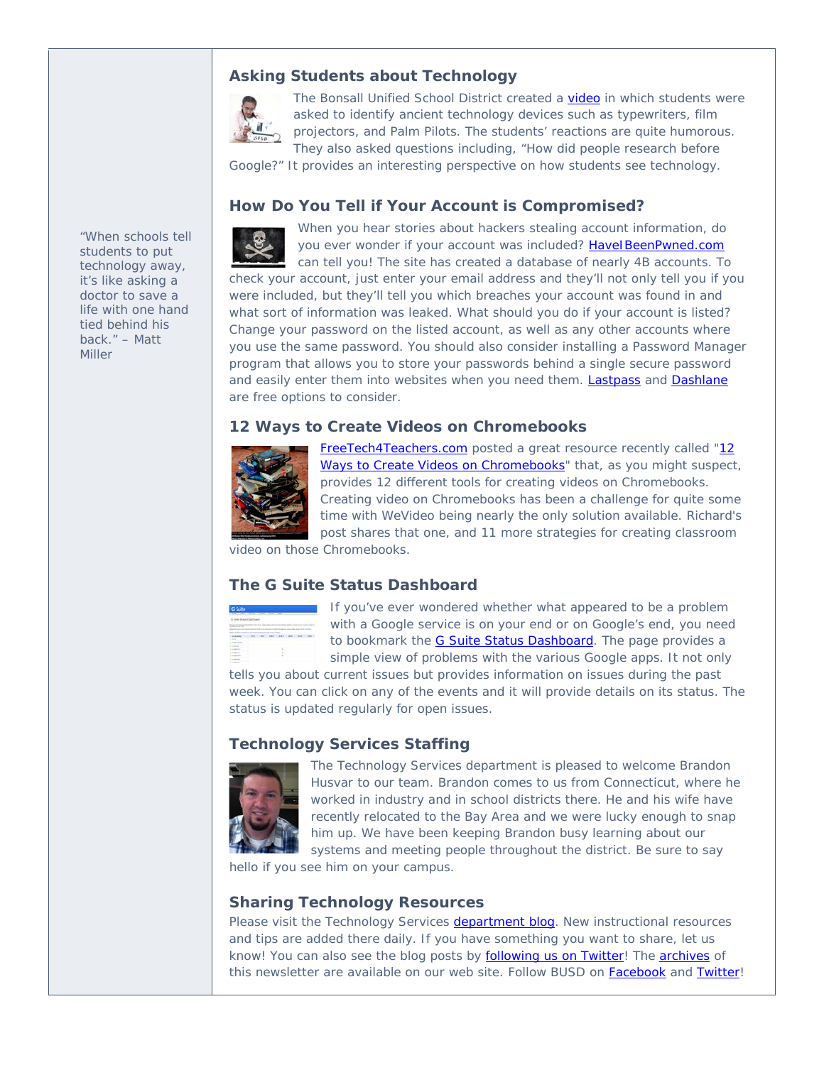"When schools tell students to put technology away, it's like asking a doctor to save a life with one hand tied behind his back." – Matt Miller

## Asking Students about Technology

The Bonsall Unified School District created a video in which students were asked to identify ancient technology devices such as typewriters, film projectors, and Palm Pilots. The students' reactions are quite humorous. They also asked questions including, "How did people research before Google?" It provides an interesting perspective on how students see technology.

## How Do You Tell if Your Account is Compromised?

When you hear stories about hackers stealing account information, do you ever wonder if your account was included? HaveIBeenPwned.com can tell you! The site has created a database of nearly 4B accounts. To check your account, just enter your email address and they'll not only tell you if you were included, but they'll tell you which breaches your account was found in and what sort of information was leaked. What should you do if your account is listed? Change your password on the listed account, as well as any other accounts where you use the same password. You should also consider installing a Password Manager program that allows you to store your passwords behind a single secure password and easily enter them into websites when you need them. Lastpass and Dashlane are free options to consider.

## 12 Ways to Create Videos on Chromebooks

FreeTech4Teachers.com posted a great resource recently called "12 Ways to Create Videos on Chromebooks" that, as you might suspect, provides 12 different tools for creating videos on Chromebooks. Creating video on Chromebooks has been a challenge for quite some time with WeVideo being nearly the only solution available. Richard's post shares that one, and 11 more strategies for creating classroom video on those Chromebooks.

## The G Suite Status Dashboard

If you've ever wondered whether what appeared to be a problem with a Google service is on your end or on Google's end, you need to bookmark the G Suite Status Dashboard. The page provides a simple view of problems with the various Google apps. It not only tells you about current issues but provides information on issues during the past week. You can click on any of the events and it will provide details on its status. The status is updated regularly for open issues.

## Technology Services Staffing

The Technology Services department is pleased to welcome Brandon Husvar to our team. Brandon comes to us from Connecticut, where he worked in industry and in school districts there. He and his wife have recently relocated to the Bay Area and we were lucky enough to snap him up. We have been keeping Brandon busy learning about our systems and meeting people throughout the district. Be sure to say hello if you see him on your campus.

## Sharing Technology Resources

Please visit the Technology Services department blog. New instructional resources and tips are added there daily. If you have something you want to share, let us know! You can also see the blog posts by following us on Twitter! The archives of this newsletter are available on our web site. Follow BUSD on Facebook and Twitter!